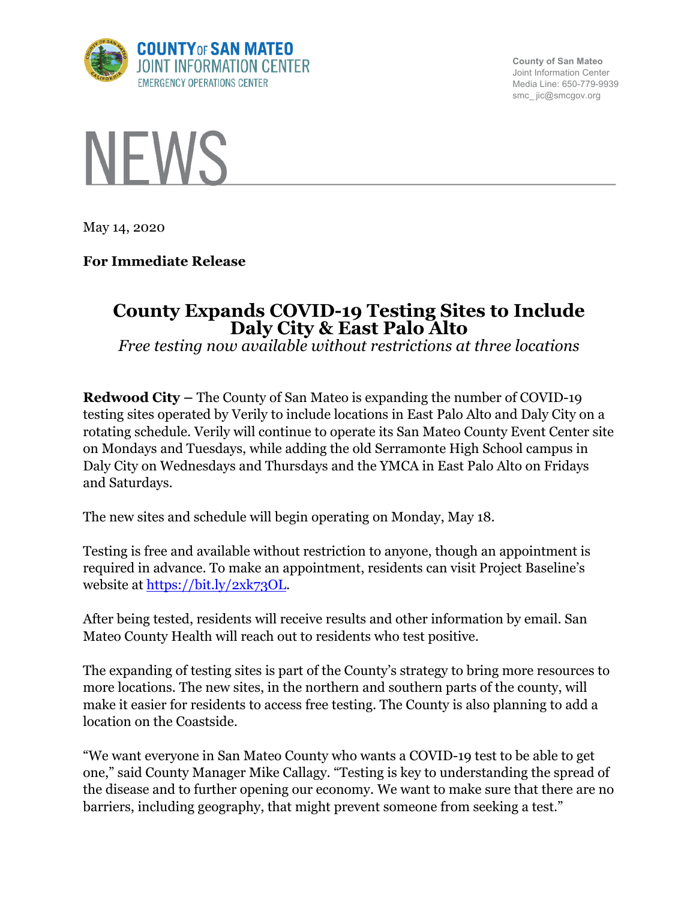**COUNTY OF SAN MATEO**
**JOINT INFORMATION CENTER**
EMERGENCY OPERATIONS CENTER

County of San Mateo
Joint Information Center
Media Line: 650-779-9939
smc_jic@smcgov.org

# NEWS

May 14, 2020

**For Immediate Release**

## County Expands COVID-19 Testing Sites to Include Daly City & East Palo Alto

*Free testing now available without restrictions at three locations*

**Redwood City –** The County of San Mateo is expanding the number of COVID-19 testing sites operated by Verily to include locations in East Palo Alto and Daly City on a rotating schedule. Verily will continue to operate its San Mateo County Event Center site on Mondays and Tuesdays, while adding the old Serramonte High School campus in Daly City on Wednesdays and Thursdays and the YMCA in East Palo Alto on Fridays and Saturdays.

The new sites and schedule will begin operating on Monday, May 18.

Testing is free and available without restriction to anyone, though an appointment is required in advance. To make an appointment, residents can visit Project Baseline's website at https://bit.ly/2xk73OL.

After being tested, residents will receive results and other information by email. San Mateo County Health will reach out to residents who test positive.

The expanding of testing sites is part of the County's strategy to bring more resources to more locations. The new sites, in the northern and southern parts of the county, will make it easier for residents to access free testing. The County is also planning to add a location on the Coastside.

"We want everyone in San Mateo County who wants a COVID-19 test to be able to get one," said County Manager Mike Callagy. "Testing is key to understanding the spread of the disease and to further opening our economy. We want to make sure that there are no barriers, including geography, that might prevent someone from seeking a test."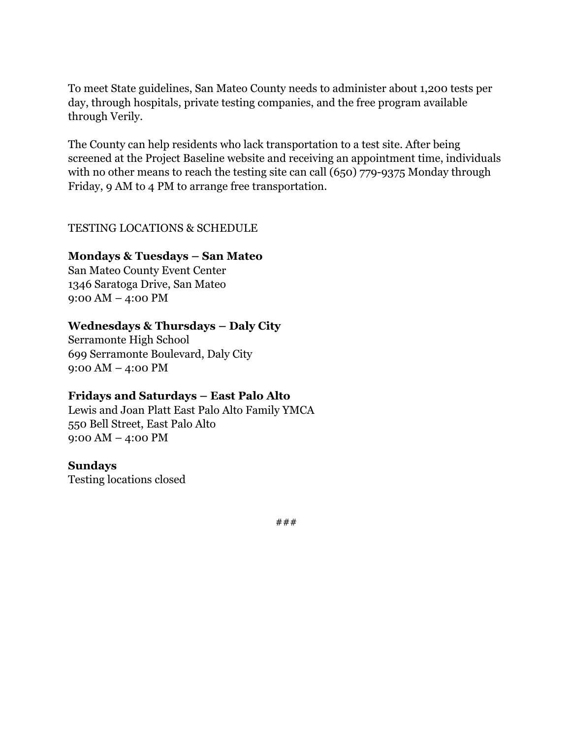To meet State guidelines, San Mateo County needs to administer about 1,200 tests per day, through hospitals, private testing companies, and the free program available through Verily.

The County can help residents who lack transportation to a test site. After being screened at the Project Baseline website and receiving an appointment time, individuals with no other means to reach the testing site can call (650) 779-9375 Monday through Friday, 9 AM to 4 PM to arrange free transportation.

TESTING LOCATIONS & SCHEDULE

**Mondays & Tuesdays – San Mateo**
San Mateo County Event Center
1346 Saratoga Drive, San Mateo
9:00 AM – 4:00 PM

**Wednesdays & Thursdays – Daly City**
Serramonte High School
699 Serramonte Boulevard, Daly City
9:00 AM – 4:00 PM

**Fridays and Saturdays – East Palo Alto**
Lewis and Joan Platt East Palo Alto Family YMCA
550 Bell Street, East Palo Alto
9:00 AM – 4:00 PM

**Sundays**
Testing locations closed

###